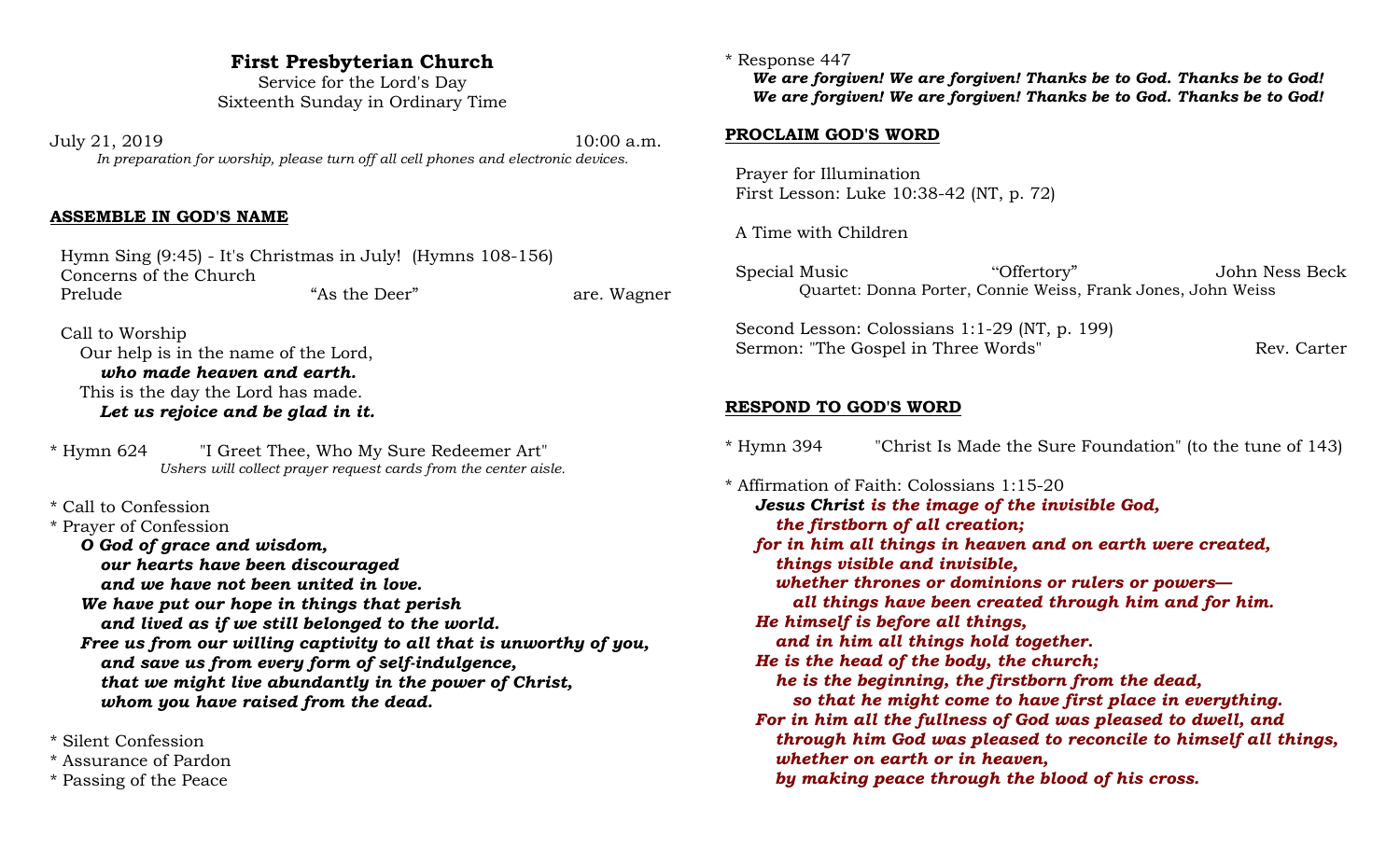# First Presbyterian Church

Service for the Lord's Day
Sixteenth Sunday in Ordinary Time

July 21, 2019 10:00 a.m.

*In preparation for worship, please turn off all cell phones and electronic devices.*

## ASSEMBLE IN GOD'S NAME

Hymn Sing (9:45) - It's Christmas in July! (Hymns 108-156)
Concerns of the Church
Prelude "As the Deer" are. Wagner

Call to Worship
Our help is in the name of the Lord,
***who made heaven and earth.***
This is the day the Lord has made.
***Let us rejoice and be glad in it.***

* Hymn 624 "I Greet Thee, Who My Sure Redeemer Art"
*Ushers will collect prayer request cards from the center aisle.*

* Call to Confession
* Prayer of Confession

***O God of grace and wisdom,***
***our hearts have been discouraged***
***and we have not been united in love.***
***We have put our hope in things that perish***
***and lived as if we still belonged to the world.***
***Free us from our willing captivity to all that is unworthy of you,***
***and save us from every form of self-indulgence,***
***that we might live abundantly in the power of Christ,***
***whom you have raised from the dead.***

* Silent Confession
* Assurance of Pardon
* Passing of the Peace
* Response 447

***We are forgiven! We are forgiven! Thanks be to God. Thanks be to God!***
***We are forgiven! We are forgiven! Thanks be to God. Thanks be to God!***

## PROCLAIM GOD'S WORD

Prayer for Illumination
First Lesson: Luke 10:38-42 (NT, p. 72)

A Time with Children

Special Music "Offertory" John Ness Beck
Quartet: Donna Porter, Connie Weiss, Frank Jones, John Weiss

Second Lesson: Colossians 1:1-29 (NT, p. 199)
Sermon: "The Gospel in Three Words" Rev. Carter

## RESPOND TO GOD'S WORD

* Hymn 394 "Christ Is Made the Sure Foundation" (to the tune of 143)

* Affirmation of Faith: Colossians 1:15-20

***Jesus Christ is the image of the invisible God,***
***the firstborn of all creation;***
***for in him all things in heaven and on earth were created,***
***things visible and invisible,***
***whether thrones or dominions or rulers or powers—***
***all things have been created through him and for him.***
***He himself is before all things,***
***and in him all things hold together.***
***He is the head of the body, the church;***
***he is the beginning, the firstborn from the dead,***
***so that he might come to have first place in everything.***
***For in him all the fullness of God was pleased to dwell, and***
***through him God was pleased to reconcile to himself all things,***
***whether on earth or in heaven,***
***by making peace through the blood of his cross.***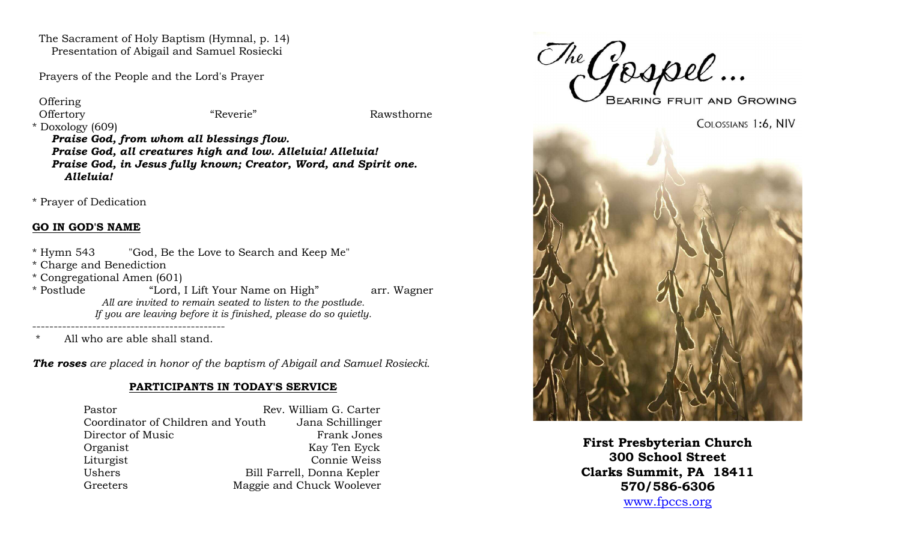The Sacrament of Holy Baptism (Hymnal, p. 14)
Presentation of Abigail and Samuel Rosiecki

Prayers of the People and the Lord's Prayer

Offering
Offertory "Reverie" Rawsthorne

\* Doxology (609)

***Praise God, from whom all blessings flow.***
***Praise God, all creatures high and low. Alleluia! Alleluia!***
***Praise God, in Jesus fully known; Creator, Word, and Spirit one. Alleluia!***

\* Prayer of Dedication

## GO IN GOD'S NAME

\* Hymn 543 "God, Be the Love to Search and Keep Me"
\* Charge and Benediction
\* Congregational Amen (601)
\* Postlude "Lord, I Lift Your Name on High" arr. Wagner

*All are invited to remain seated to listen to the postlude.*
*If you are leaving before it is finished, please do so quietly.*

---

\* All who are able shall stand.

***The roses*** *are placed in honor of the baptism of Abigail and Samuel Rosiecki.*

## PARTICIPANTS IN TODAY'S SERVICE

| | |
|---|---|
| Pastor | Rev. William G. Carter |
| Coordinator of Children and Youth | Jana Schillinger |
| Director of Music | Frank Jones |
| Organist | Kay Ten Eyck |
| Liturgist | Connie Weiss |
| Ushers | Bill Farrell, Donna Kepler |
| Greeters | Maggie and Chuck Woolever |

# The Gospel ...
BEARING FRUIT AND GROWING

COLOSSIANS 1:6, NIV

**First Presbyterian Church**
**300 School Street**
**Clarks Summit, PA 18411**
**570/586-6306**
www.fpccs.org